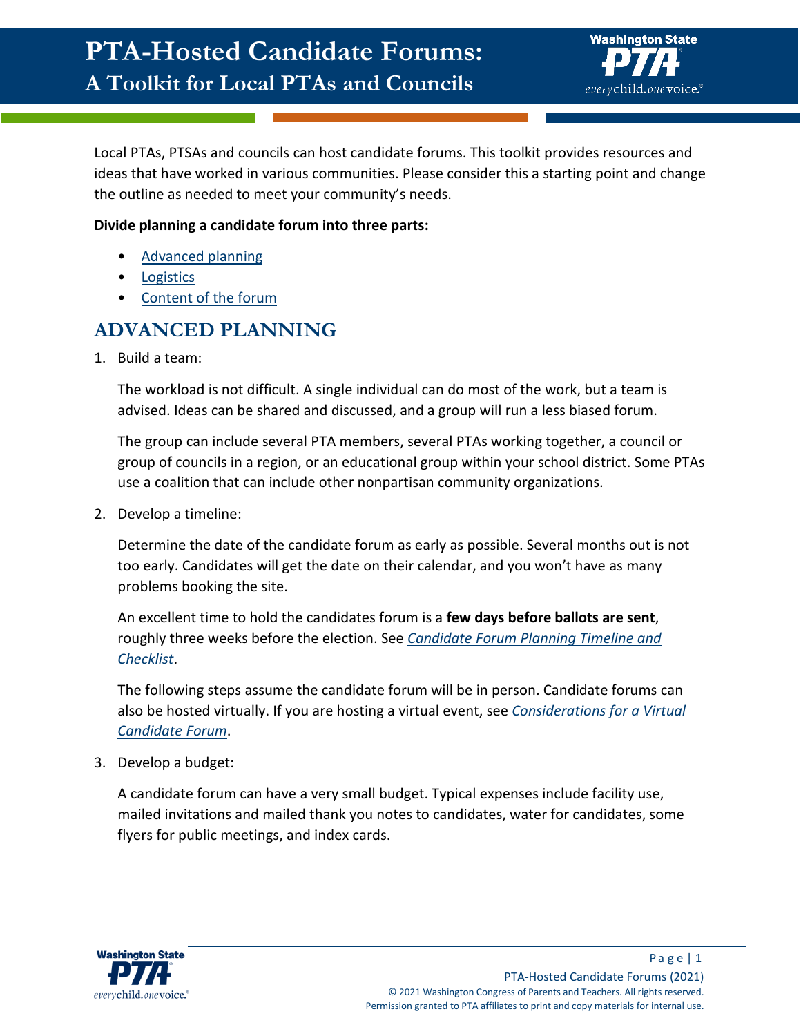# PTA-Hosted Candidate Forums: A Toolkit for Local PTAs and Councils

Local PTAs, PTSAs and councils can host candidate forums. This toolkit provides resources and ideas that have worked in various communities. Please consider this a starting point and change the outline as needed to meet your community's needs.

**Divide planning a candidate forum into three parts:**

- Advanced planning
- Logistics
- Content of the forum

## ADVANCED PLANNING

1. Build a team:

   The workload is not difficult. A single individual can do most of the work, but a team is advised. Ideas can be shared and discussed, and a group will run a less biased forum.

   The group can include several PTA members, several PTAs working together, a council or group of councils in a region, or an educational group within your school district. Some PTAs use a coalition that can include other nonpartisan community organizations.

2. Develop a timeline:

   Determine the date of the candidate forum as early as possible. Several months out is not too early. Candidates will get the date on their calendar, and you won't have as many problems booking the site.

   An excellent time to hold the candidates forum is a **few days before ballots are sent**, roughly three weeks before the election. See *Candidate Forum Planning Timeline and Checklist*.

   The following steps assume the candidate forum will be in person. Candidate forums can also be hosted virtually. If you are hosting a virtual event, see *Considerations for a Virtual Candidate Forum*.

3. Develop a budget:

   A candidate forum can have a very small budget. Typical expenses include facility use, mailed invitations and mailed thank you notes to candidates, water for candidates, some flyers for public meetings, and index cards.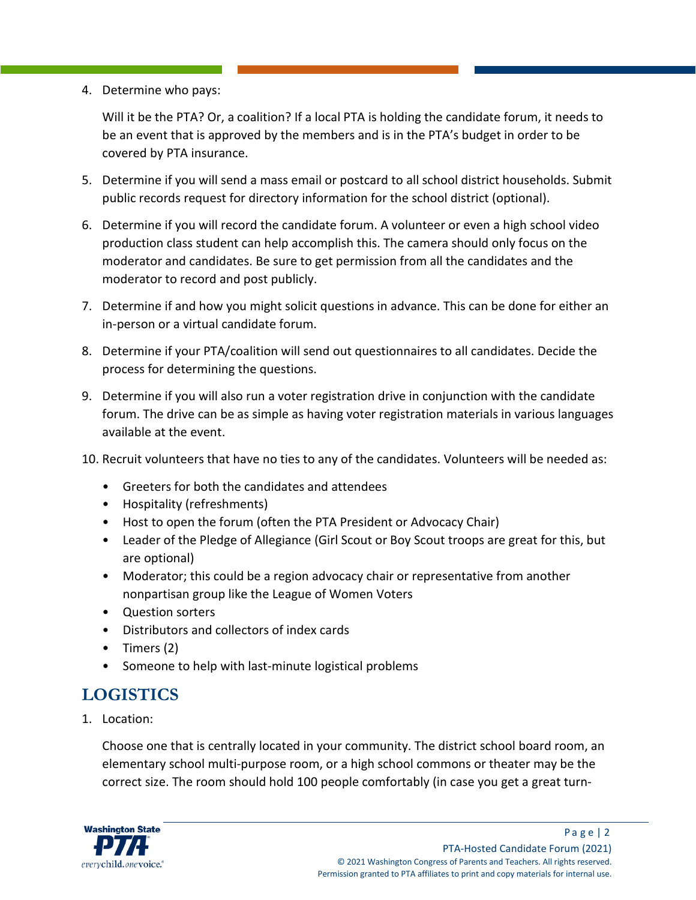4. Determine who pays:

   Will it be the PTA? Or, a coalition? If a local PTA is holding the candidate forum, it needs to be an event that is approved by the members and is in the PTA's budget in order to be covered by PTA insurance.

5. Determine if you will send a mass email or postcard to all school district households. Submit public records request for directory information for the school district (optional).

6. Determine if you will record the candidate forum. A volunteer or even a high school video production class student can help accomplish this. The camera should only focus on the moderator and candidates. Be sure to get permission from all the candidates and the moderator to record and post publicly.

7. Determine if and how you might solicit questions in advance. This can be done for either an in-person or a virtual candidate forum.

8. Determine if your PTA/coalition will send out questionnaires to all candidates. Decide the process for determining the questions.

9. Determine if you will also run a voter registration drive in conjunction with the candidate forum. The drive can be as simple as having voter registration materials in various languages available at the event.

10. Recruit volunteers that have no ties to any of the candidates. Volunteers will be needed as:

    - Greeters for both the candidates and attendees
    - Hospitality (refreshments)
    - Host to open the forum (often the PTA President or Advocacy Chair)
    - Leader of the Pledge of Allegiance (Girl Scout or Boy Scout troops are great for this, but are optional)
    - Moderator; this could be a region advocacy chair or representative from another nonpartisan group like the League of Women Voters
    - Question sorters
    - Distributors and collectors of index cards
    - Timers (2)
    - Someone to help with last-minute logistical problems

## LOGISTICS

1. Location:

   Choose one that is centrally located in your community. The district school board room, an elementary school multi-purpose room, or a high school commons or theater may be the correct size. The room should hold 100 people comfortably (in case you get a great turn-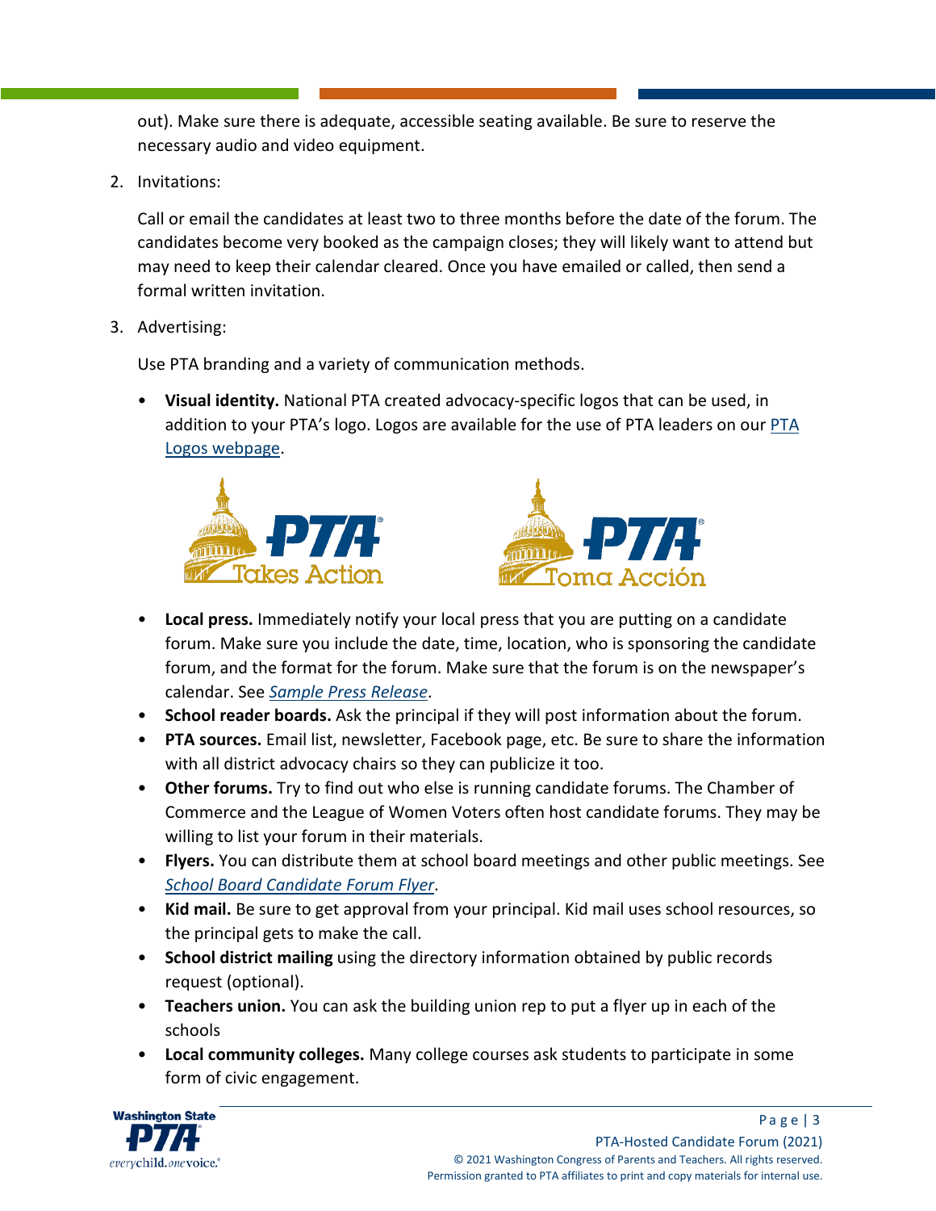out). Make sure there is adequate, accessible seating available. Be sure to reserve the necessary audio and video equipment.

2. Invitations:

   Call or email the candidates at least two to three months before the date of the forum. The candidates become very booked as the campaign closes; they will likely want to attend but may need to keep their calendar cleared. Once you have emailed or called, then send a formal written invitation.

3. Advertising:

   Use PTA branding and a variety of communication methods.

   - **Visual identity.** National PTA created advocacy-specific logos that can be used, in addition to your PTA's logo. Logos are available for the use of PTA leaders on our PTA Logos webpage.
   - **Local press.** Immediately notify your local press that you are putting on a candidate forum. Make sure you include the date, time, location, who is sponsoring the candidate forum, and the format for the forum. Make sure that the forum is on the newspaper's calendar. See *Sample Press Release*.
   - **School reader boards.** Ask the principal if they will post information about the forum.
   - **PTA sources.** Email list, newsletter, Facebook page, etc. Be sure to share the information with all district advocacy chairs so they can publicize it too.
   - **Other forums.** Try to find out who else is running candidate forums. The Chamber of Commerce and the League of Women Voters often host candidate forums. They may be willing to list your forum in their materials.
   - **Flyers.** You can distribute them at school board meetings and other public meetings. See *School Board Candidate Forum Flyer*.
   - **Kid mail.** Be sure to get approval from your principal. Kid mail uses school resources, so the principal gets to make the call.
   - **School district mailing** using the directory information obtained by public records request (optional).
   - **Teachers union.** You can ask the building union rep to put a flyer up in each of the schools
   - **Local community colleges.** Many college courses ask students to participate in some form of civic engagement.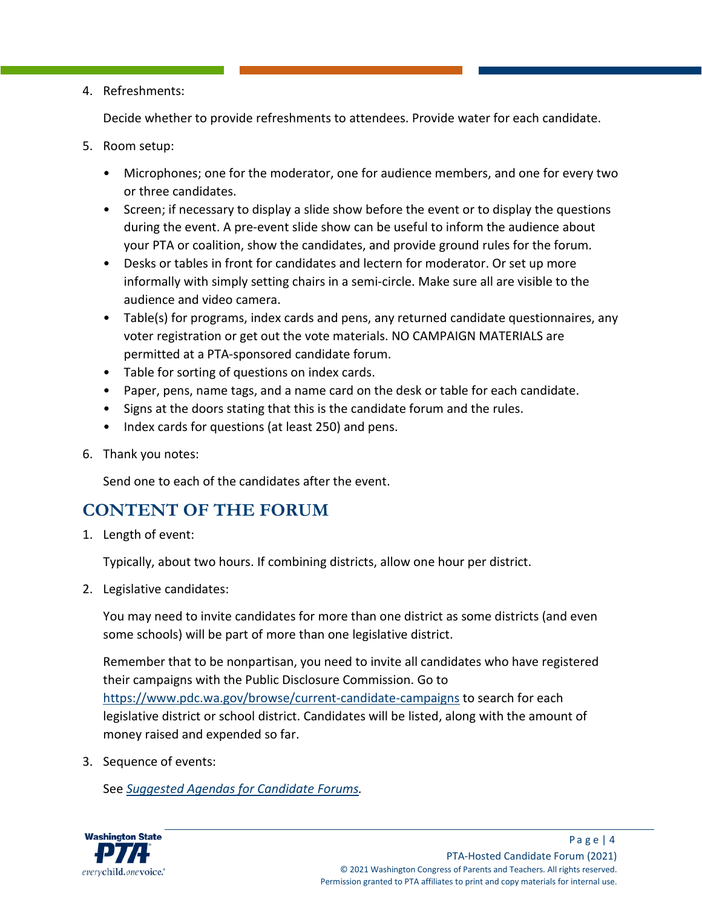4. Refreshments:

   Decide whether to provide refreshments to attendees. Provide water for each candidate.

5. Room setup:

   - Microphones; one for the moderator, one for audience members, and one for every two or three candidates.
   - Screen; if necessary to display a slide show before the event or to display the questions during the event. A pre-event slide show can be useful to inform the audience about your PTA or coalition, show the candidates, and provide ground rules for the forum.
   - Desks or tables in front for candidates and lectern for moderator. Or set up more informally with simply setting chairs in a semi-circle. Make sure all are visible to the audience and video camera.
   - Table(s) for programs, index cards and pens, any returned candidate questionnaires, any voter registration or get out the vote materials. NO CAMPAIGN MATERIALS are permitted at a PTA-sponsored candidate forum.
   - Table for sorting of questions on index cards.
   - Paper, pens, name tags, and a name card on the desk or table for each candidate.
   - Signs at the doors stating that this is the candidate forum and the rules.
   - Index cards for questions (at least 250) and pens.

6. Thank you notes:

   Send one to each of the candidates after the event.

## CONTENT OF THE FORUM

1. Length of event:

   Typically, about two hours. If combining districts, allow one hour per district.

2. Legislative candidates:

   You may need to invite candidates for more than one district as some districts (and even some schools) will be part of more than one legislative district.

   Remember that to be nonpartisan, you need to invite all candidates who have registered their campaigns with the Public Disclosure Commission. Go to https://www.pdc.wa.gov/browse/current-candidate-campaigns to search for each legislative district or school district. Candidates will be listed, along with the amount of money raised and expended so far.

3. Sequence of events:

   See *Suggested Agendas for Candidate Forums.*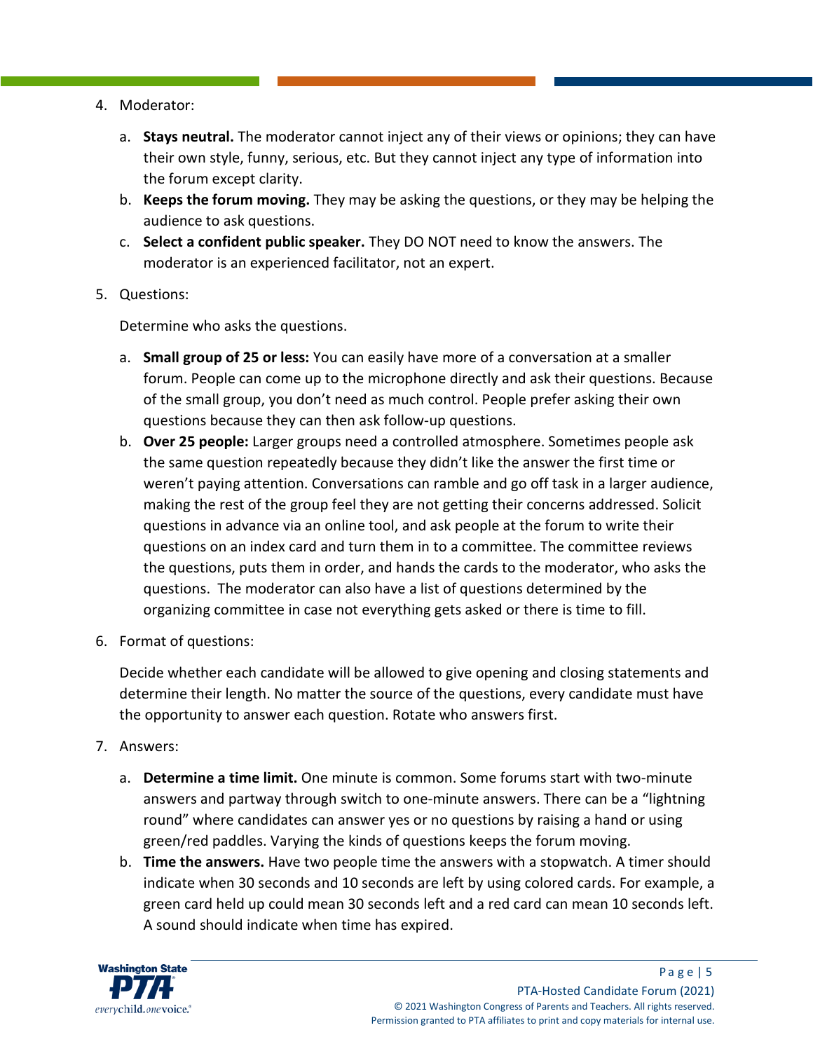4. Moderator:

    a. **Stays neutral.** The moderator cannot inject any of their views or opinions; they can have their own style, funny, serious, etc. But they cannot inject any type of information into the forum except clarity.

    b. **Keeps the forum moving.** They may be asking the questions, or they may be helping the audience to ask questions.

    c. **Select a confident public speaker.** They DO NOT need to know the answers. The moderator is an experienced facilitator, not an expert.

5. Questions:

    Determine who asks the questions.

    a. **Small group of 25 or less:** You can easily have more of a conversation at a smaller forum. People can come up to the microphone directly and ask their questions. Because of the small group, you don't need as much control. People prefer asking their own questions because they can then ask follow-up questions.

    b. **Over 25 people:** Larger groups need a controlled atmosphere. Sometimes people ask the same question repeatedly because they didn't like the answer the first time or weren't paying attention. Conversations can ramble and go off task in a larger audience, making the rest of the group feel they are not getting their concerns addressed. Solicit questions in advance via an online tool, and ask people at the forum to write their questions on an index card and turn them in to a committee. The committee reviews the questions, puts them in order, and hands the cards to the moderator, who asks the questions. The moderator can also have a list of questions determined by the organizing committee in case not everything gets asked or there is time to fill.

6. Format of questions:

    Decide whether each candidate will be allowed to give opening and closing statements and determine their length. No matter the source of the questions, every candidate must have the opportunity to answer each question. Rotate who answers first.

7. Answers:

    a. **Determine a time limit.** One minute is common. Some forums start with two-minute answers and partway through switch to one-minute answers. There can be a "lightning round" where candidates can answer yes or no questions by raising a hand or using green/red paddles. Varying the kinds of questions keeps the forum moving.

    b. **Time the answers.** Have two people time the answers with a stopwatch. A timer should indicate when 30 seconds and 10 seconds are left by using colored cards. For example, a green card held up could mean 30 seconds left and a red card can mean 10 seconds left. A sound should indicate when time has expired.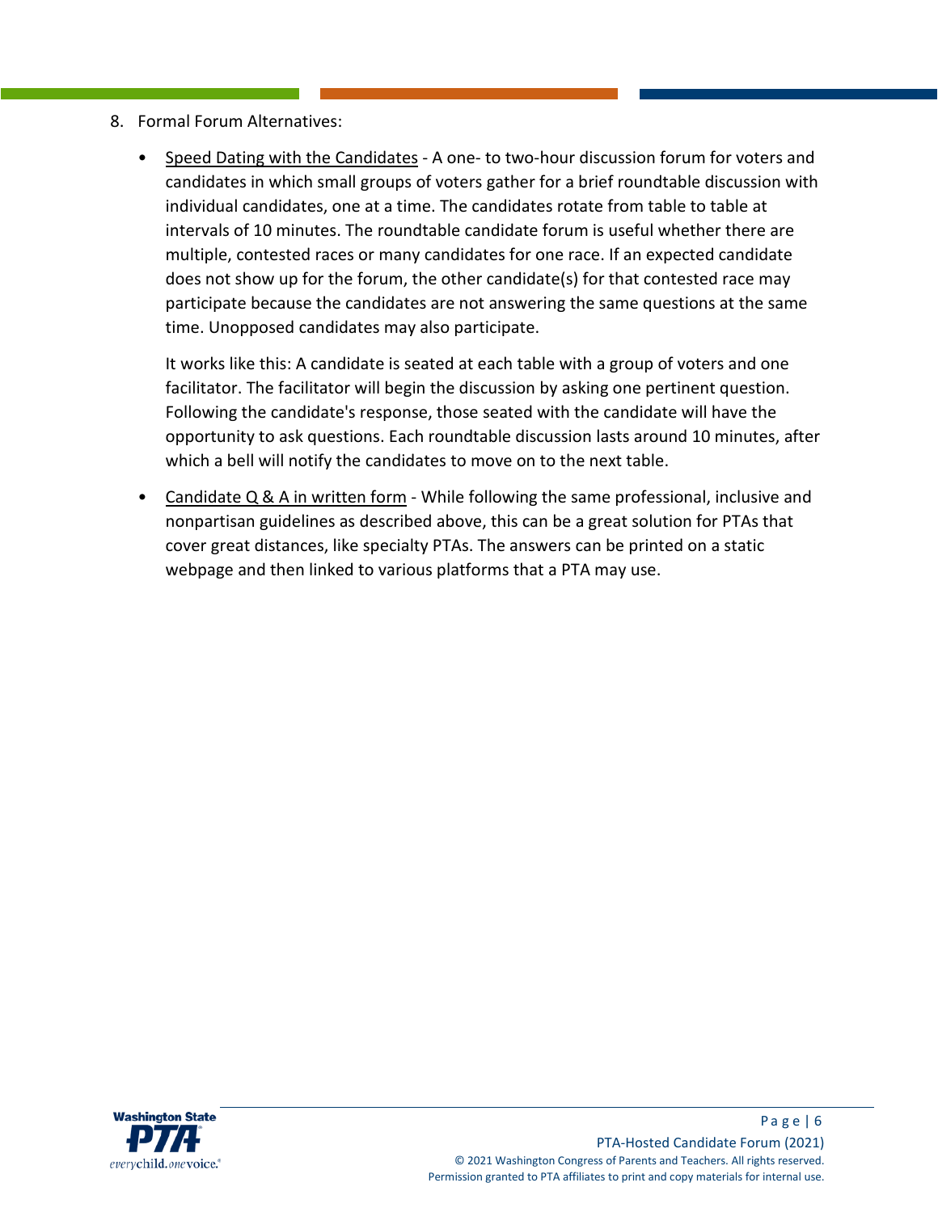8. Formal Forum Alternatives:

   - Speed Dating with the Candidates - A one- to two-hour discussion forum for voters and candidates in which small groups of voters gather for a brief roundtable discussion with individual candidates, one at a time. The candidates rotate from table to table at intervals of 10 minutes. The roundtable candidate forum is useful whether there are multiple, contested races or many candidates for one race. If an expected candidate does not show up for the forum, the other candidate(s) for that contested race may participate because the candidates are not answering the same questions at the same time. Unopposed candidates may also participate.

     It works like this: A candidate is seated at each table with a group of voters and one facilitator. The facilitator will begin the discussion by asking one pertinent question. Following the candidate's response, those seated with the candidate will have the opportunity to ask questions. Each roundtable discussion lasts around 10 minutes, after which a bell will notify the candidates to move on to the next table.

   - Candidate Q & A in written form - While following the same professional, inclusive and nonpartisan guidelines as described above, this can be a great solution for PTAs that cover great distances, like specialty PTAs. The answers can be printed on a static webpage and then linked to various platforms that a PTA may use.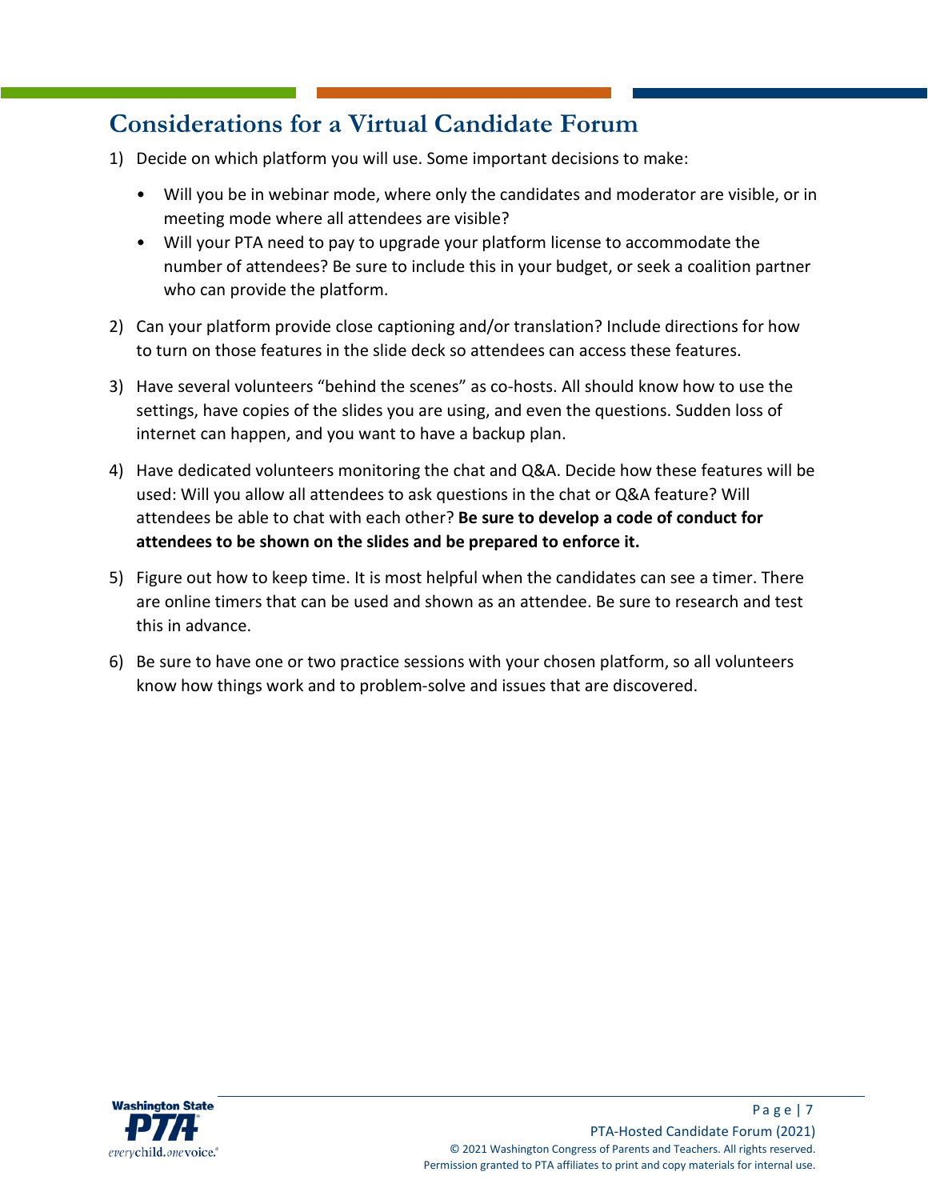## Considerations for a Virtual Candidate Forum

1) Decide on which platform you will use. Some important decisions to make:
   - Will you be in webinar mode, where only the candidates and moderator are visible, or in meeting mode where all attendees are visible?
   - Will your PTA need to pay to upgrade your platform license to accommodate the number of attendees? Be sure to include this in your budget, or seek a coalition partner who can provide the platform.

2) Can your platform provide close captioning and/or translation? Include directions for how to turn on those features in the slide deck so attendees can access these features.

3) Have several volunteers "behind the scenes" as co-hosts. All should know how to use the settings, have copies of the slides you are using, and even the questions. Sudden loss of internet can happen, and you want to have a backup plan.

4) Have dedicated volunteers monitoring the chat and Q&A. Decide how these features will be used: Will you allow all attendees to ask questions in the chat or Q&A feature? Will attendees be able to chat with each other? **Be sure to develop a code of conduct for attendees to be shown on the slides and be prepared to enforce it.**

5) Figure out how to keep time. It is most helpful when the candidates can see a timer. There are online timers that can be used and shown as an attendee. Be sure to research and test this in advance.

6) Be sure to have one or two practice sessions with your chosen platform, so all volunteers know how things work and to problem-solve and issues that are discovered.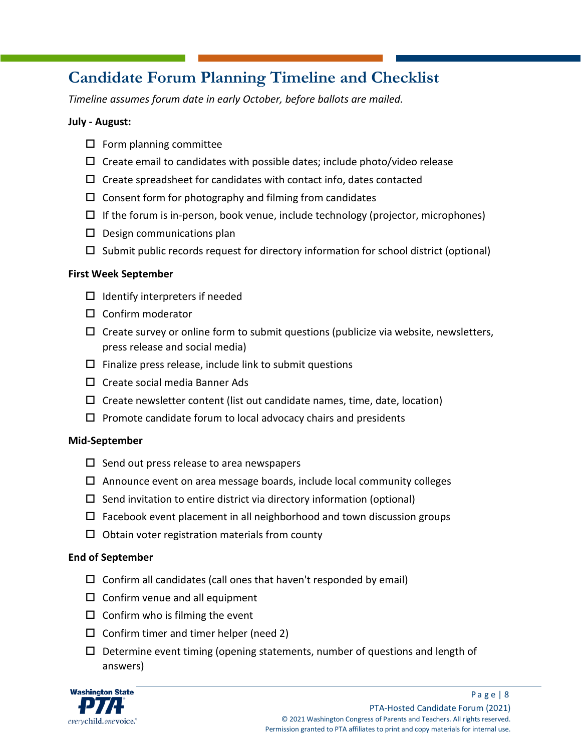## Candidate Forum Planning Timeline and Checklist

*Timeline assumes forum date in early October, before ballots are mailed.*

**July - August:**

- ☐ Form planning committee
- ☐ Create email to candidates with possible dates; include photo/video release
- ☐ Create spreadsheet for candidates with contact info, dates contacted
- ☐ Consent form for photography and filming from candidates
- ☐ If the forum is in-person, book venue, include technology (projector, microphones)
- ☐ Design communications plan
- ☐ Submit public records request for directory information for school district (optional)

**First Week September**

- ☐ Identify interpreters if needed
- ☐ Confirm moderator
- ☐ Create survey or online form to submit questions (publicize via website, newsletters, press release and social media)
- ☐ Finalize press release, include link to submit questions
- ☐ Create social media Banner Ads
- ☐ Create newsletter content (list out candidate names, time, date, location)
- ☐ Promote candidate forum to local advocacy chairs and presidents

**Mid-September**

- ☐ Send out press release to area newspapers
- ☐ Announce event on area message boards, include local community colleges
- ☐ Send invitation to entire district via directory information (optional)
- ☐ Facebook event placement in all neighborhood and town discussion groups
- ☐ Obtain voter registration materials from county

**End of September**

- ☐ Confirm all candidates (call ones that haven't responded by email)
- ☐ Confirm venue and all equipment
- ☐ Confirm who is filming the event
- ☐ Confirm timer and timer helper (need 2)
- ☐ Determine event timing (opening statements, number of questions and length of answers)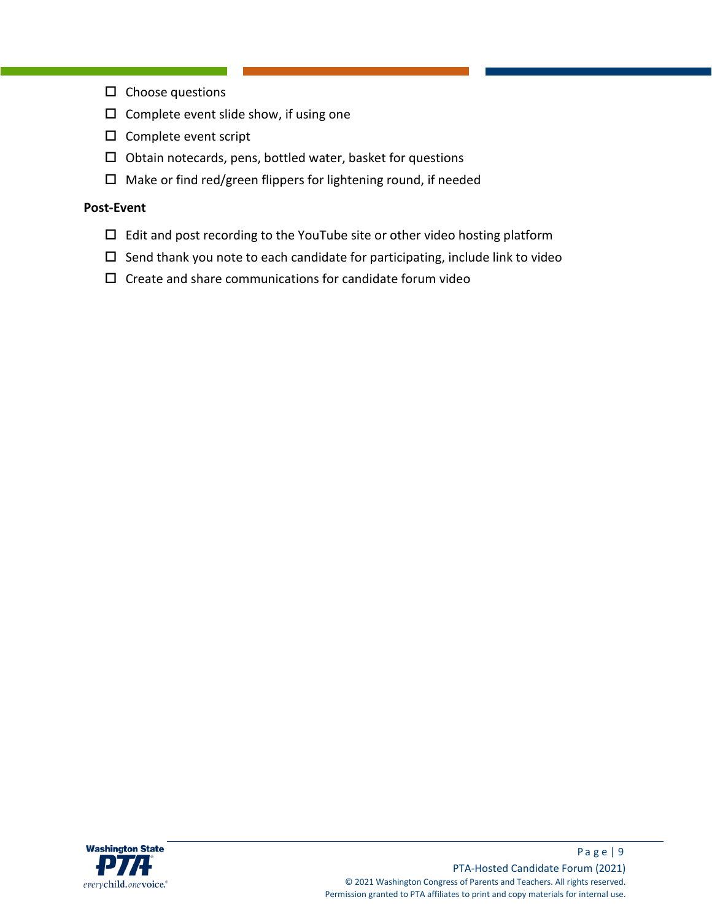- ☐ Choose questions
- ☐ Complete event slide show, if using one
- ☐ Complete event script
- ☐ Obtain notecards, pens, bottled water, basket for questions
- ☐ Make or find red/green flippers for lightening round, if needed

**Post-Event**

- ☐ Edit and post recording to the YouTube site or other video hosting platform
- ☐ Send thank you note to each candidate for participating, include link to video
- ☐ Create and share communications for candidate forum video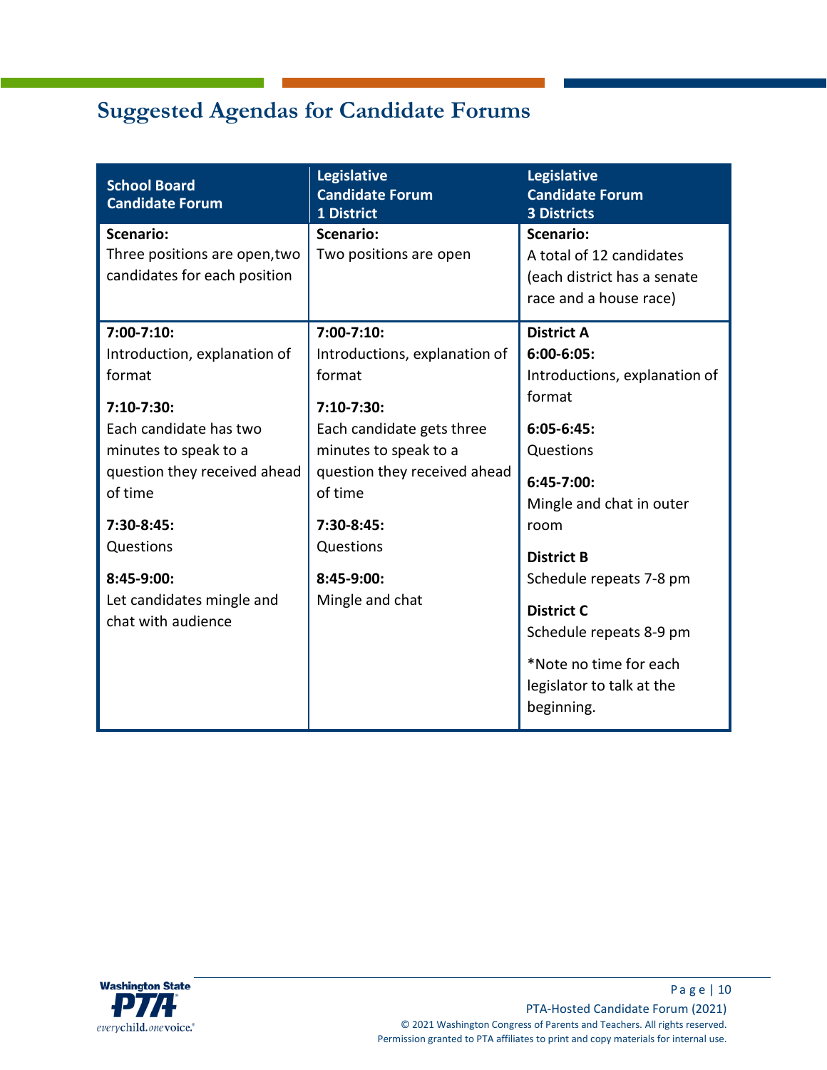## Suggested Agendas for Candidate Forums

| School Board Candidate Forum | Legislative Candidate Forum 1 District | Legislative Candidate Forum 3 Districts |
|---|---|---|
| **Scenario:** Three positions are open,two candidates for each position | **Scenario:** Two positions are open | **Scenario:** A total of 12 candidates (each district has a senate race and a house race) |
| **7:00-7:10:** Introduction, explanation of format<br><br>**7:10-7:30:** Each candidate has two minutes to speak to a question they received ahead of time<br><br>**7:30-8:45:** Questions<br><br>**8:45-9:00:** Let candidates mingle and chat with audience | **7:00-7:10:** Introductions, explanation of format<br><br>**7:10-7:30:** Each candidate gets three minutes to speak to a question they received ahead of time<br><br>**7:30-8:45:** Questions<br><br>**8:45-9:00:** Mingle and chat | **District A**<br>**6:00-6:05:** Introductions, explanation of format<br><br>**6:05-6:45:** Questions<br><br>**6:45-7:00:** Mingle and chat in outer room<br><br>**District B**<br>Schedule repeats 7-8 pm<br><br>**District C**<br>Schedule repeats 8-9 pm<br><br>*Note no time for each legislator to talk at the beginning. |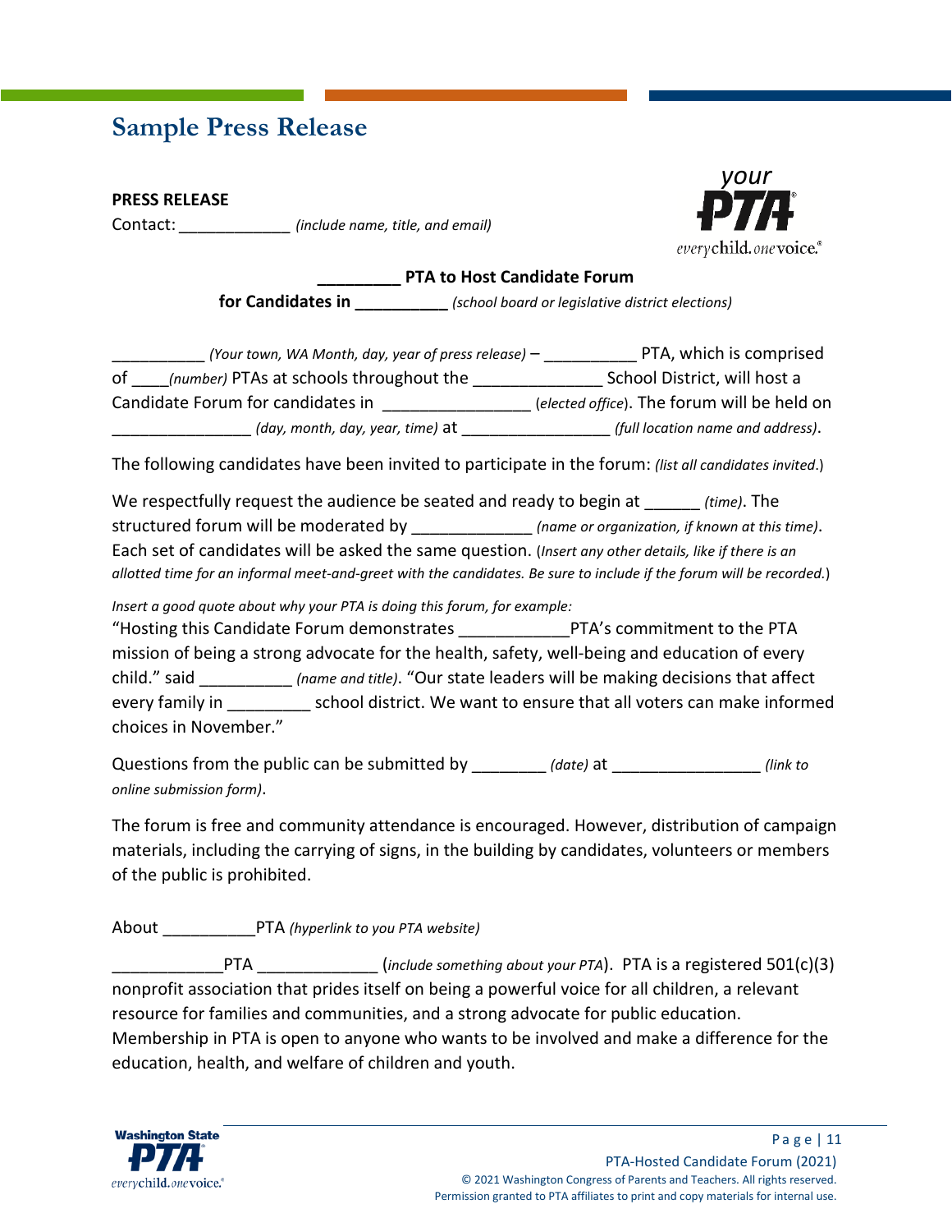# Sample Press Release

**PRESS RELEASE**

Contact: ____________ *(include name, title, and email)*

**_________ PTA to Host Candidate Forum**

**for Candidates in __________** *(school board or legislative district elections)*

__________ *(Your town, WA Month, day, year of press release)* – __________ PTA, which is comprised of ____*(number)* PTAs at schools throughout the ______________ School District, will host a Candidate Forum for candidates in ________________ (*elected office*). The forum will be held on ________________ *(day, month, day, year, time)* at ________________ *(full location name and address)*.

The following candidates have been invited to participate in the forum: *(list all candidates invited.)*

We respectfully request the audience be seated and ready to begin at ______ *(time)*. The structured forum will be moderated by _____________ *(name or organization, if known at this time)*. Each set of candidates will be asked the same question. (*Insert any other details, like if there is an allotted time for an informal meet-and-greet with the candidates. Be sure to include if the forum will be recorded.*)

*Insert a good quote about why your PTA is doing this forum, for example:*

"Hosting this Candidate Forum demonstrates ____________PTA's commitment to the PTA mission of being a strong advocate for the health, safety, well-being and education of every child." said __________ *(name and title)*. "Our state leaders will be making decisions that affect every family in _________ school district. We want to ensure that all voters can make informed choices in November."

Questions from the public can be submitted by ________ *(date)* at ________________ *(link to online submission form)*.

The forum is free and community attendance is encouraged. However, distribution of campaign materials, including the carrying of signs, in the building by candidates, volunteers or members of the public is prohibited.

About __________PTA *(hyperlink to you PTA website)*

____________PTA _____________ (*include something about your PTA*). PTA is a registered 501(c)(3) nonprofit association that prides itself on being a powerful voice for all children, a relevant resource for families and communities, and a strong advocate for public education. Membership in PTA is open to anyone who wants to be involved and make a difference for the education, health, and welfare of children and youth.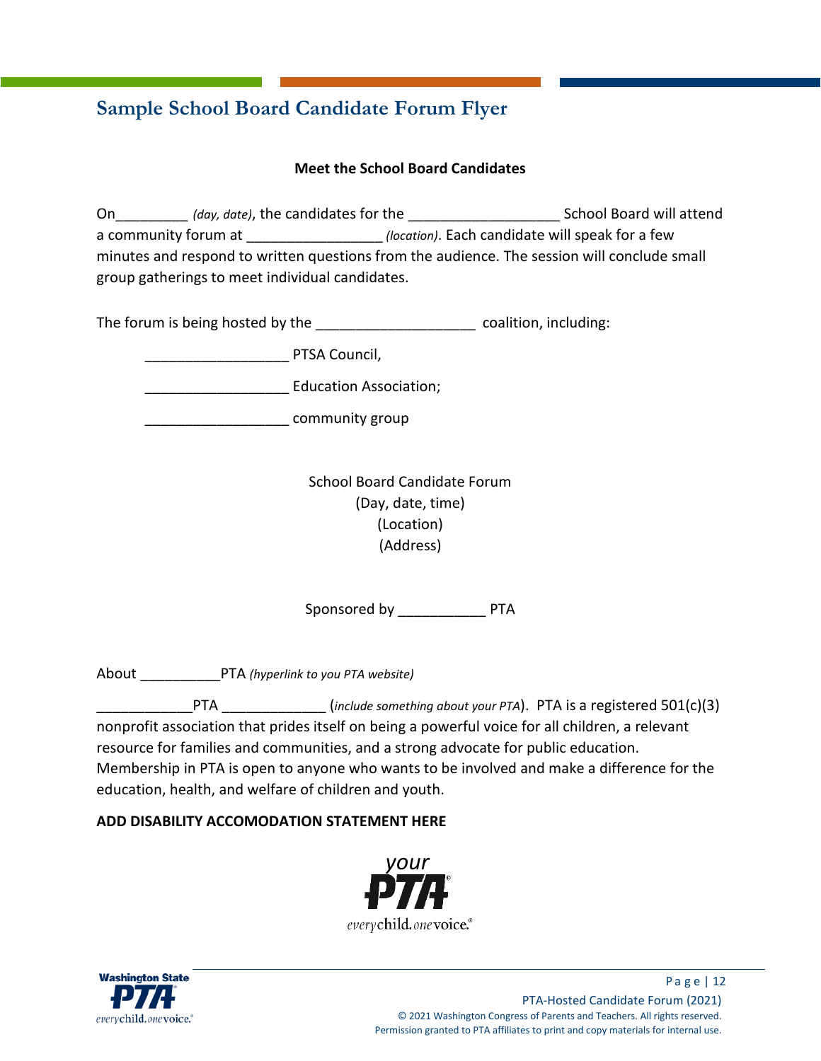# Sample School Board Candidate Forum Flyer

**Meet the School Board Candidates**

On_________ *(day, date)*, the candidates for the ___________________ School Board will attend a community forum at ________________ *(location)*. Each candidate will speak for a few minutes and respond to written questions from the audience. The session will conclude small group gatherings to meet individual candidates.

The forum is being hosted by the ____________________ coalition, including:

__________________ PTSA Council,

__________________ Education Association;

__________________ community group

School Board Candidate Forum
(Day, date, time)
(Location)
(Address)

Sponsored by ___________ PTA

About __________PTA *(hyperlink to you PTA website)*

____________PTA _____________ (*include something about your PTA*). PTA is a registered 501(c)(3) nonprofit association that prides itself on being a powerful voice for all children, a relevant resource for families and communities, and a strong advocate for public education. Membership in PTA is open to anyone who wants to be involved and make a difference for the education, health, and welfare of children and youth.

**ADD DISABILITY ACCOMODATION STATEMENT HERE**

your PTA
everychild.onevoice.